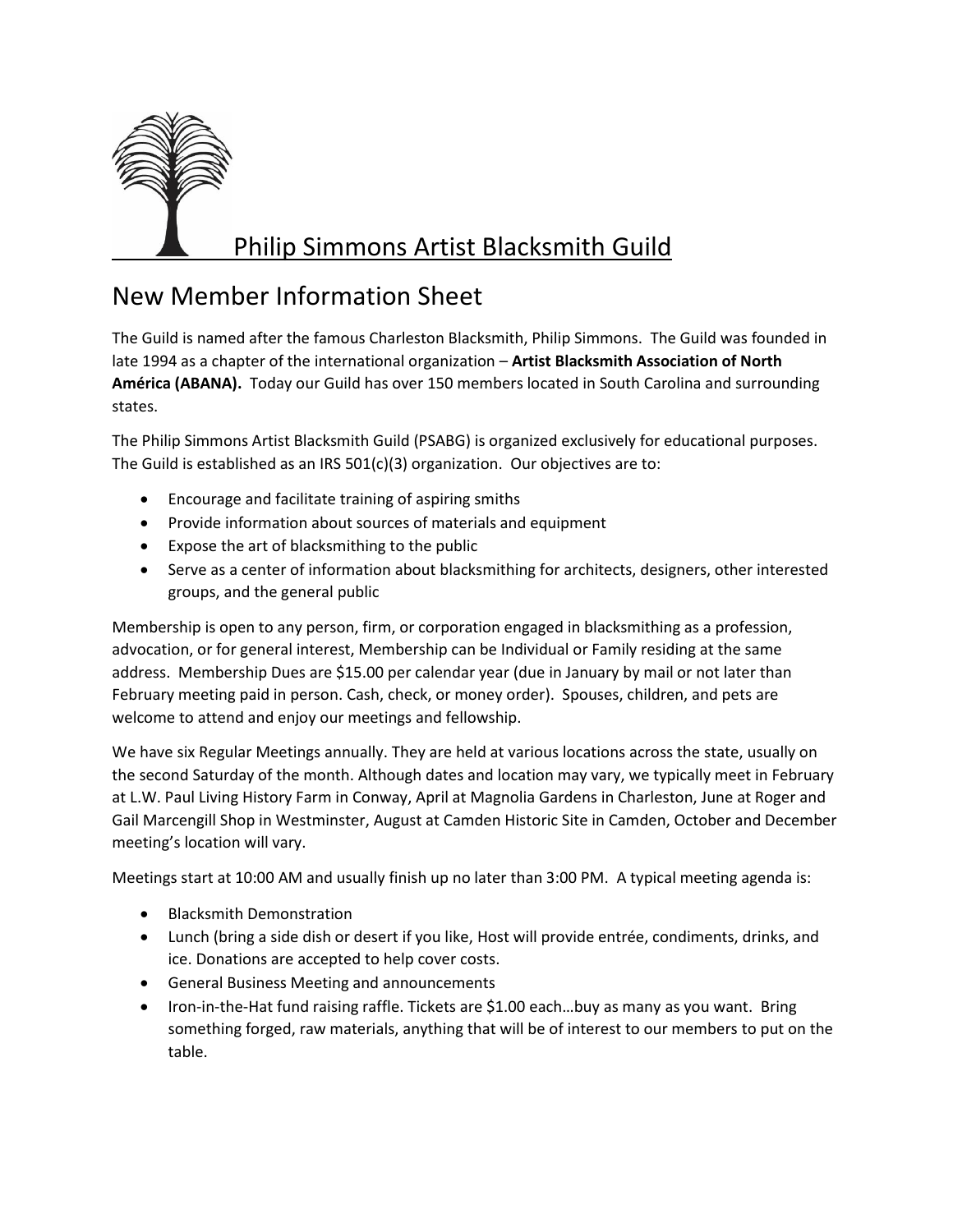# Philip Simmons Artist Blacksmith Guild

## New Member Information Sheet

The Guild is named after the famous Charleston Blacksmith, Philip Simmons. The Guild was founded in late 1994 as a chapter of the international organization – **Artist Blacksmith Association of North América (ABANA).** Today our Guild has over 150 members located in South Carolina and surrounding states.

The Philip Simmons Artist Blacksmith Guild (PSABG) is organized exclusively for educational purposes. The Guild is established as an IRS 501(c)(3) organization. Our objectives are to:

- Encourage and facilitate training of aspiring smiths
- Provide information about sources of materials and equipment
- Expose the art of blacksmithing to the public
- Serve as a center of information about blacksmithing for architects, designers, other interested groups, and the general public

Membership is open to any person, firm, or corporation engaged in blacksmithing as a profession, advocation, or for general interest, Membership can be Individual or Family residing at the same address. Membership Dues are $15.00 per calendar year (due in January by mail or not later than February meeting paid in person. Cash, check, or money order). Spouses, children, and pets are welcome to attend and enjoy our meetings and fellowship.

We have six Regular Meetings annually. They are held at various locations across the state, usually on the second Saturday of the month. Although dates and location may vary, we typically meet in February at L.W. Paul Living History Farm in Conway, April at Magnolia Gardens in Charleston, June at Roger and Gail Marcengill Shop in Westminster, August at Camden Historic Site in Camden, October and December meeting's location will vary.

Meetings start at 10:00 AM and usually finish up no later than 3:00 PM. A typical meeting agenda is:

- Blacksmith Demonstration
- Lunch (bring a side dish or desert if you like, Host will provide entrée, condiments, drinks, and ice. Donations are accepted to help cover costs.
- General Business Meeting and announcements
- Iron-in-the-Hat fund raising raffle. Tickets are $1.00 each…buy as many as you want. Bring something forged, raw materials, anything that will be of interest to our members to put on the table.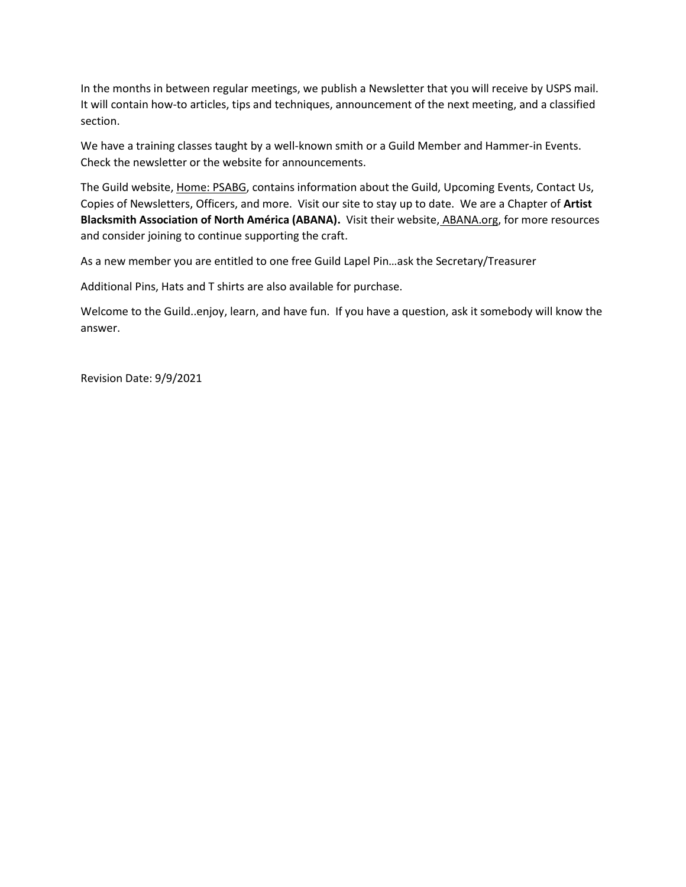In the months in between regular meetings, we publish a Newsletter that you will receive by USPS mail. It will contain how-to articles, tips and techniques, announcement of the next meeting, and a classified section.

We have a training classes taught by a well-known smith or a Guild Member and Hammer-in Events. Check the newsletter or the website for announcements.

The Guild website, Home: PSABG, contains information about the Guild, Upcoming Events, Contact Us, Copies of Newsletters, Officers, and more. Visit our site to stay up to date. We are a Chapter of **Artist Blacksmith Association of North América (ABANA).** Visit their website, ABANA.org, for more resources and consider joining to continue supporting the craft.

As a new member you are entitled to one free Guild Lapel Pin…ask the Secretary/Treasurer

Additional Pins, Hats and T shirts are also available for purchase.

Welcome to the Guild..enjoy, learn, and have fun. If you have a question, ask it somebody will know the answer.

Revision Date: 9/9/2021